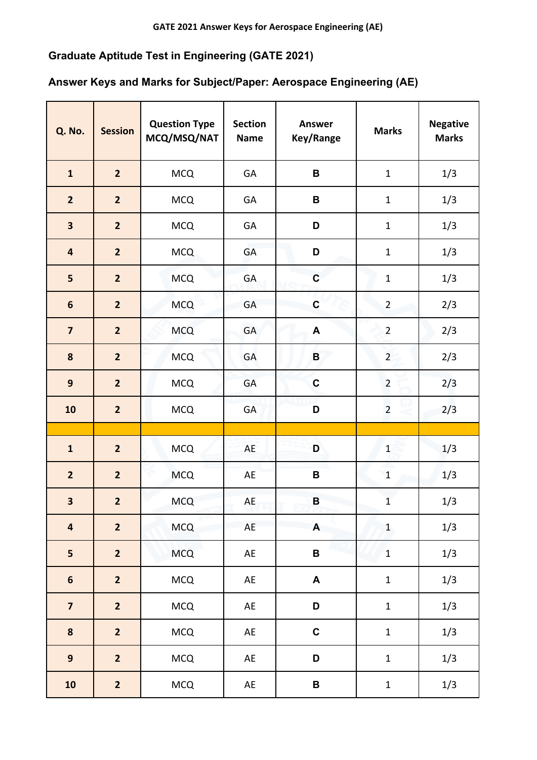# Graduate Aptitude Test in Engineering (GATE 2021)

## Answer Keys and Marks for Subject/Paper: Aerospace Engineering (AE)

| Q. No. | Session | Question Type MCQ/MSQ/NAT | Section Name | Answer Key/Range | Marks | Negative Marks |
|---|---|---|---|---|---|---|
| 1 | 2 | MCQ | GA | B | 1 | 1/3 |
| 2 | 2 | MCQ | GA | B | 1 | 1/3 |
| 3 | 2 | MCQ | GA | D | 1 | 1/3 |
| 4 | 2 | MCQ | GA | D | 1 | 1/3 |
| 5 | 2 | MCQ | GA | C | 1 | 1/3 |
| 6 | 2 | MCQ | GA | C | 2 | 2/3 |
| 7 | 2 | MCQ | GA | A | 2 | 2/3 |
| 8 | 2 | MCQ | GA | B | 2 | 2/3 |
| 9 | 2 | MCQ | GA | C | 2 | 2/3 |
| 10 | 2 | MCQ | GA | D | 2 | 2/3 |
| | | | | | | |
| 1 | 2 | MCQ | AE | D | 1 | 1/3 |
| 2 | 2 | MCQ | AE | B | 1 | 1/3 |
| 3 | 2 | MCQ | AE | B | 1 | 1/3 |
| 4 | 2 | MCQ | AE | A | 1 | 1/3 |
| 5 | 2 | MCQ | AE | B | 1 | 1/3 |
| 6 | 2 | MCQ | AE | A | 1 | 1/3 |
| 7 | 2 | MCQ | AE | D | 1 | 1/3 |
| 8 | 2 | MCQ | AE | C | 1 | 1/3 |
| 9 | 2 | MCQ | AE | D | 1 | 1/3 |
| 10 | 2 | MCQ | AE | B | 1 | 1/3 |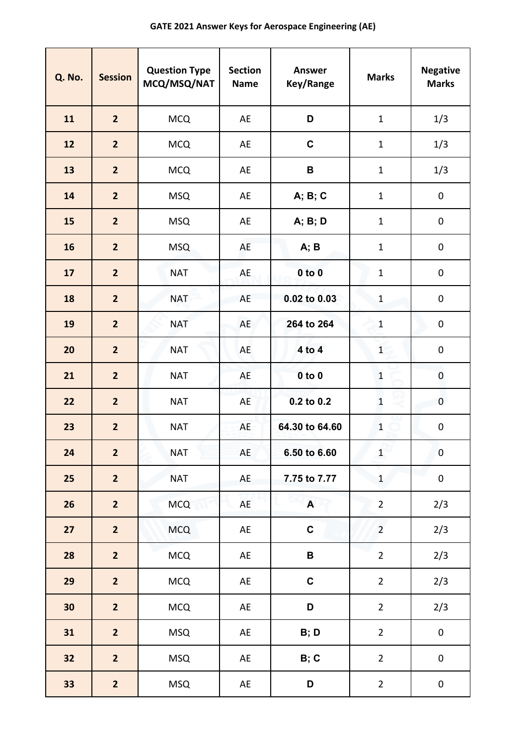| Q. No. | Session | Question Type MCQ/MSQ/NAT | Section Name | Answer Key/Range | Marks | Negative Marks |
|---|---|---|---|---|---|---|
| 11 | 2 | MCQ | AE | D | 1 | 1/3 |
| 12 | 2 | MCQ | AE | C | 1 | 1/3 |
| 13 | 2 | MCQ | AE | B | 1 | 1/3 |
| 14 | 2 | MSQ | AE | A; B; C | 1 | 0 |
| 15 | 2 | MSQ | AE | A; B; D | 1 | 0 |
| 16 | 2 | MSQ | AE | A; B | 1 | 0 |
| 17 | 2 | NAT | AE | 0 to 0 | 1 | 0 |
| 18 | 2 | NAT | AE | 0.02 to 0.03 | 1 | 0 |
| 19 | 2 | NAT | AE | 264 to 264 | 1 | 0 |
| 20 | 2 | NAT | AE | 4 to 4 | 1 | 0 |
| 21 | 2 | NAT | AE | 0 to 0 | 1 | 0 |
| 22 | 2 | NAT | AE | 0.2 to 0.2 | 1 | 0 |
| 23 | 2 | NAT | AE | 64.30 to 64.60 | 1 | 0 |
| 24 | 2 | NAT | AE | 6.50 to 6.60 | 1 | 0 |
| 25 | 2 | NAT | AE | 7.75 to 7.77 | 1 | 0 |
| 26 | 2 | MCQ | AE | A | 2 | 2/3 |
| 27 | 2 | MCQ | AE | C | 2 | 2/3 |
| 28 | 2 | MCQ | AE | B | 2 | 2/3 |
| 29 | 2 | MCQ | AE | C | 2 | 2/3 |
| 30 | 2 | MCQ | AE | D | 2 | 2/3 |
| 31 | 2 | MSQ | AE | B; D | 2 | 0 |
| 32 | 2 | MSQ | AE | B; C | 2 | 0 |
| 33 | 2 | MSQ | AE | D | 2 | 0 |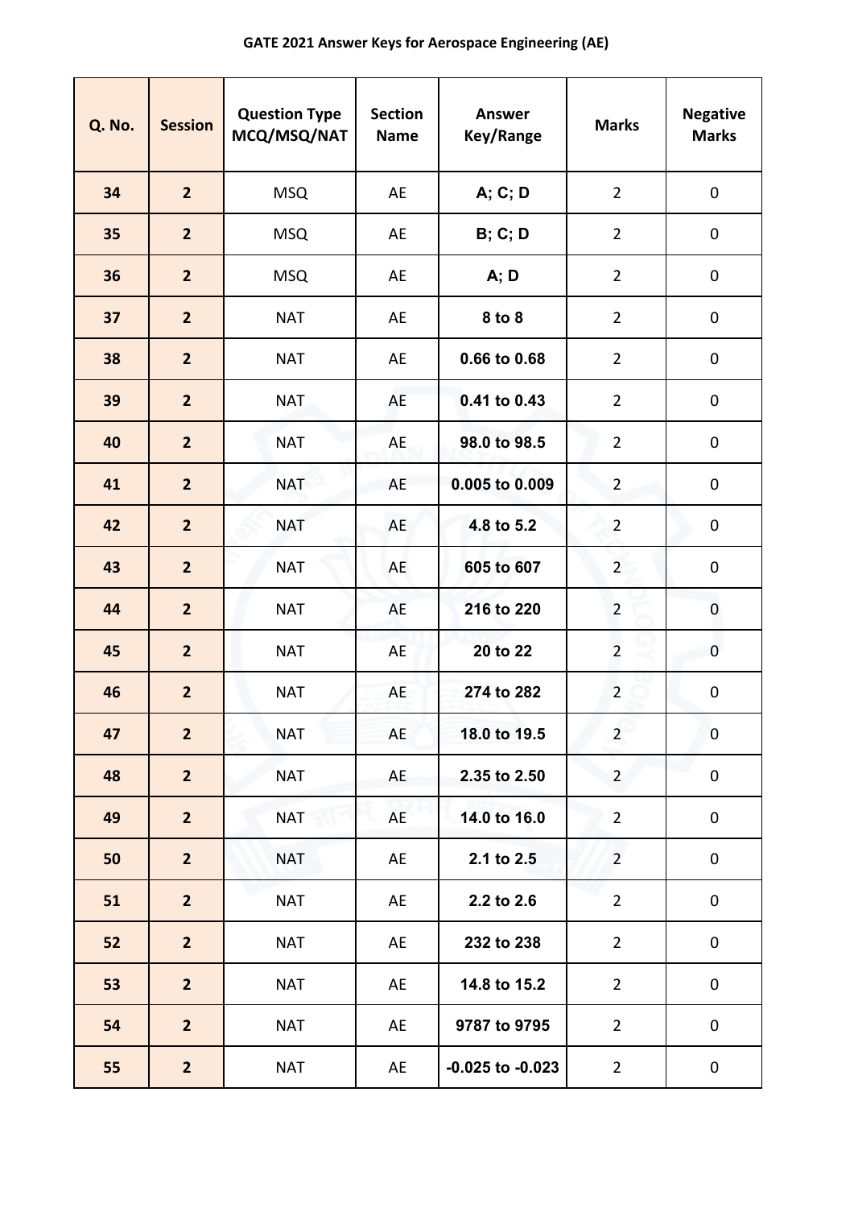**GATE 2021 Answer Keys for Aerospace Engineering (AE)**

| Q. No. | Session | Question Type MCQ/MSQ/NAT | Section Name | Answer Key/Range | Marks | Negative Marks |
|---|---|---|---|---|---|---|
| 34 | 2 | MSQ | AE | A; C; D | 2 | 0 |
| 35 | 2 | MSQ | AE | B; C; D | 2 | 0 |
| 36 | 2 | MSQ | AE | A; D | 2 | 0 |
| 37 | 2 | NAT | AE | 8 to 8 | 2 | 0 |
| 38 | 2 | NAT | AE | 0.66 to 0.68 | 2 | 0 |
| 39 | 2 | NAT | AE | 0.41 to 0.43 | 2 | 0 |
| 40 | 2 | NAT | AE | 98.0 to 98.5 | 2 | 0 |
| 41 | 2 | NAT | AE | 0.005 to 0.009 | 2 | 0 |
| 42 | 2 | NAT | AE | 4.8 to 5.2 | 2 | 0 |
| 43 | 2 | NAT | AE | 605 to 607 | 2 | 0 |
| 44 | 2 | NAT | AE | 216 to 220 | 2 | 0 |
| 45 | 2 | NAT | AE | 20 to 22 | 2 | 0 |
| 46 | 2 | NAT | AE | 274 to 282 | 2 | 0 |
| 47 | 2 | NAT | AE | 18.0 to 19.5 | 2 | 0 |
| 48 | 2 | NAT | AE | 2.35 to 2.50 | 2 | 0 |
| 49 | 2 | NAT | AE | 14.0 to 16.0 | 2 | 0 |
| 50 | 2 | NAT | AE | 2.1 to 2.5 | 2 | 0 |
| 51 | 2 | NAT | AE | 2.2 to 2.6 | 2 | 0 |
| 52 | 2 | NAT | AE | 232 to 238 | 2 | 0 |
| 53 | 2 | NAT | AE | 14.8 to 15.2 | 2 | 0 |
| 54 | 2 | NAT | AE | 9787 to 9795 | 2 | 0 |
| 55 | 2 | NAT | AE | -0.025 to -0.023 | 2 | 0 |